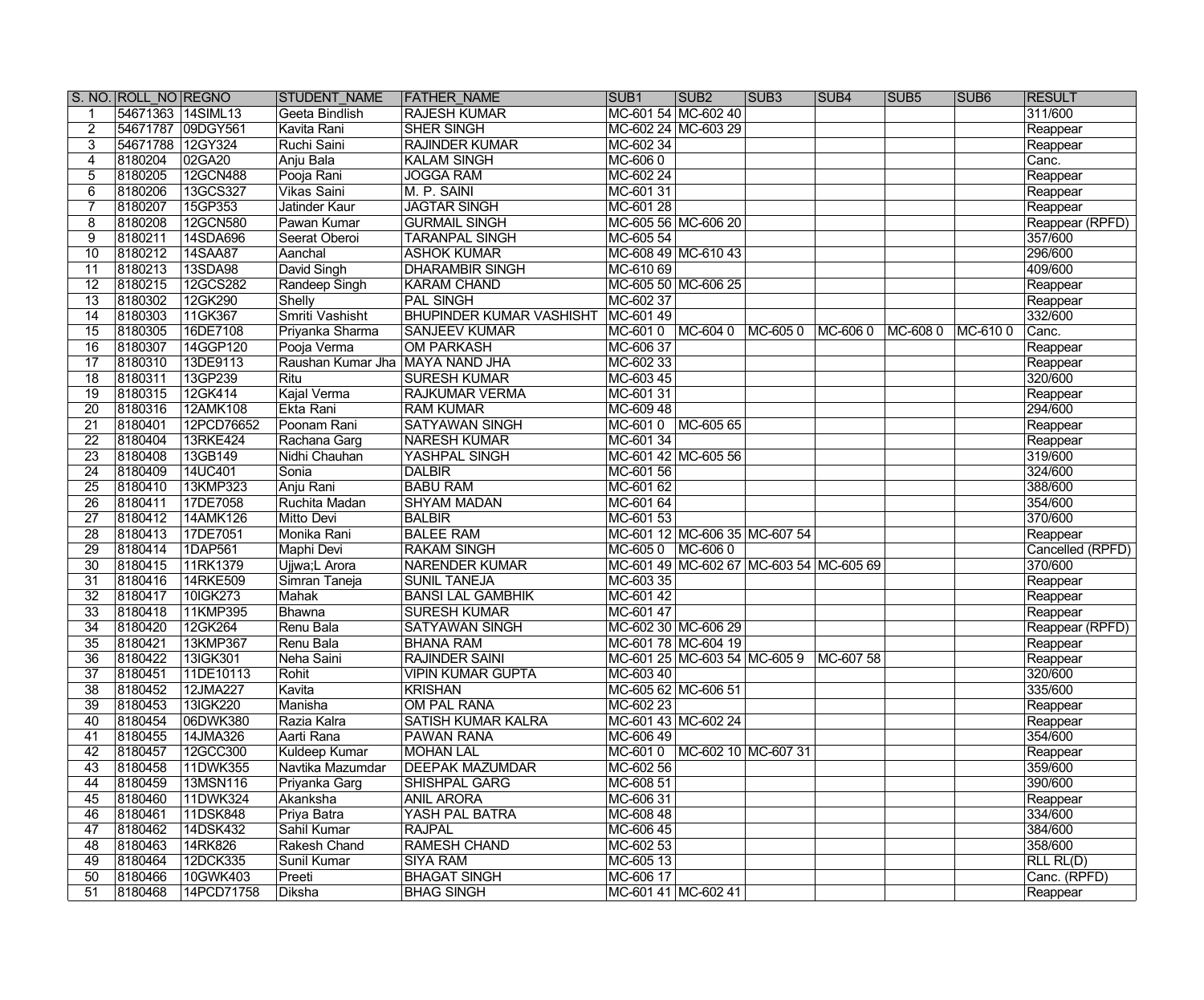| S. NO. | ROLL_NO | REGNO | STUDENT_NAME | FATHER_NAME | SUB1 | SUB2 | SUB3 | SUB4 | SUB5 | SUB6 | RESULT |
|---|---|---|---|---|---|---|---|---|---|---|---|
| 1 | 54671363 | 14SIML13 | Geeta Bindlish | RAJESH KUMAR | MC-601 54 | MC-602 40 | | | | | 311/600 |
| 2 | 54671787 | 09DGY561 | Kavita Rani | SHER SINGH | MC-602 24 | MC-603 29 | | | | | Reappear |
| 3 | 54671788 | 12GY324 | Ruchi Saini | RAJINDER KUMAR | MC-602 34 | | | | | | Reappear |
| 4 | 8180204 | 02GA20 | Anju Bala | KALAM SINGH | MC-606 0 | | | | | | Canc. |
| 5 | 8180205 | 12GCN488 | Pooja Rani | JOGGA RAM | MC-602 24 | | | | | | Reappear |
| 6 | 8180206 | 13GCS327 | Vikas Saini | M. P. SAINI | MC-601 31 | | | | | | Reappear |
| 7 | 8180207 | 15GP353 | Jatinder Kaur | JAGTAR SINGH | MC-601 28 | | | | | | Reappear |
| 8 | 8180208 | 12GCN580 | Pawan Kumar | GURMAIL SINGH | MC-605 56 | MC-606 20 | | | | | Reappear (RPFD) |
| 9 | 8180211 | 14SDA696 | Seerat Oberoi | TARANPAL SINGH | MC-605 54 | | | | | | 357/600 |
| 10 | 8180212 | 14SAA87 | Aanchal | ASHOK KUMAR | MC-608 49 | MC-610 43 | | | | | 296/600 |
| 11 | 8180213 | 13SDA98 | David Singh | DHARAMBIR SINGH | MC-610 69 | | | | | | 409/600 |
| 12 | 8180215 | 12GCS282 | Randeep Singh | KARAM CHAND | MC-605 50 | MC-606 25 | | | | | Reappear |
| 13 | 8180302 | 12GK290 | Shelly | PAL SINGH | MC-602 37 | | | | | | Reappear |
| 14 | 8180303 | 11GK367 | Smriti Vashisht | BHUPINDER KUMAR VASHISHT | MC-601 49 | | | | | | 332/600 |
| 15 | 8180305 | 16DE7108 | Priyanka Sharma | SANJEEV KUMAR | MC-601 0 | MC-604 0 | MC-605 0 | MC-606 0 | MC-608 0 | MC-610 0 | Canc. |
| 16 | 8180307 | 14GGP120 | Pooja Verma | OM PARKASH | MC-606 37 | | | | | | Reappear |
| 17 | 8180310 | 13DE9113 | Raushan Kumar Jha | MAYA NAND JHA | MC-602 33 | | | | | | Reappear |
| 18 | 8180311 | 13GP239 | Ritu | SURESH KUMAR | MC-603 45 | | | | | | 320/600 |
| 19 | 8180315 | 12GK414 | Kajal Verma | RAJKUMAR VERMA | MC-601 31 | | | | | | Reappear |
| 20 | 8180316 | 12AMK108 | Ekta Rani | RAM KUMAR | MC-609 48 | | | | | | 294/600 |
| 21 | 8180401 | 12PCD76652 | Poonam Rani | SATYAWAN SINGH | MC-601 0 | MC-605 65 | | | | | Reappear |
| 22 | 8180404 | 13RKE424 | Rachana Garg | NARESH KUMAR | MC-601 34 | | | | | | Reappear |
| 23 | 8180408 | 13GB149 | Nidhi Chauhan | YASHPAL SINGH | MC-601 42 | MC-605 56 | | | | | 319/600 |
| 24 | 8180409 | 14UC401 | Sonia | DALBIR | MC-601 56 | | | | | | 324/600 |
| 25 | 8180410 | 13KMP323 | Anju Rani | BABU RAM | MC-601 62 | | | | | | 388/600 |
| 26 | 8180411 | 17DE7058 | Ruchita Madan | SHYAM MADAN | MC-601 64 | | | | | | 354/600 |
| 27 | 8180412 | 14AMK126 | Mitto Devi | BALBIR | MC-601 53 | | | | | | 370/600 |
| 28 | 8180413 | 17DE7051 | Monika Rani | BALEE RAM | MC-601 12 | MC-606 35 | MC-607 54 | | | | Reappear |
| 29 | 8180414 | 1DAP561 | Maphi Devi | RAKAM SINGH | MC-605 0 | MC-606 0 | | | | | Cancelled (RPFD) |
| 30 | 8180415 | 11RK1379 | Ujjwa;L Arora | NARENDER KUMAR | MC-601 49 | MC-602 67 | MC-603 54 | MC-605 69 | | | 370/600 |
| 31 | 8180416 | 14RKE509 | Simran Taneja | SUNIL TANEJA | MC-603 35 | | | | | | Reappear |
| 32 | 8180417 | 10IGK273 | Mahak | BANSI LAL GAMBHIK | MC-601 42 | | | | | | Reappear |
| 33 | 8180418 | 11KMP395 | Bhawna | SURESH KUMAR | MC-601 47 | | | | | | Reappear |
| 34 | 8180420 | 12GK264 | Renu Bala | SATYAWAN SINGH | MC-602 30 | MC-606 29 | | | | | Reappear (RPFD) |
| 35 | 8180421 | 13KMP367 | Renu Bala | BHANA RAM | MC-601 78 | MC-604 19 | | | | | Reappear |
| 36 | 8180422 | 13IGK301 | Neha Saini | RAJINDER SAINI | MC-601 25 | MC-603 54 | MC-605 9 | MC-607 58 | | | Reappear |
| 37 | 8180451 | 11DE10113 | Rohit | VIPIN KUMAR GUPTA | MC-603 40 | | | | | | 320/600 |
| 38 | 8180452 | 12JMA227 | Kavita | KRISHAN | MC-605 62 | MC-606 51 | | | | | 335/600 |
| 39 | 8180453 | 13IGK220 | Manisha | OM PAL RANA | MC-602 23 | | | | | | Reappear |
| 40 | 8180454 | 06DWK380 | Razia Kalra | SATISH KUMAR KALRA | MC-601 43 | MC-602 24 | | | | | Reappear |
| 41 | 8180455 | 14JMA326 | Aarti Rana | PAWAN RANA | MC-606 49 | | | | | | 354/600 |
| 42 | 8180457 | 12GCC300 | Kuldeep Kumar | MOHAN LAL | MC-601 0 | MC-602 10 | MC-607 31 | | | | Reappear |
| 43 | 8180458 | 11DWK355 | Navtika Mazumdar | DEEPAK MAZUMDAR | MC-602 56 | | | | | | 359/600 |
| 44 | 8180459 | 13MSN116 | Priyanka Garg | SHISHPAL GARG | MC-608 51 | | | | | | 390/600 |
| 45 | 8180460 | 11DWK324 | Akanksha | ANIL ARORA | MC-606 31 | | | | | | Reappear |
| 46 | 8180461 | 11DSK848 | Priya Batra | YASH PAL BATRA | MC-608 48 | | | | | | 334/600 |
| 47 | 8180462 | 14DSK432 | Sahil Kumar | RAJPAL | MC-606 45 | | | | | | 384/600 |
| 48 | 8180463 | 14RK826 | Rakesh Chand | RAMESH CHAND | MC-602 53 | | | | | | 358/600 |
| 49 | 8180464 | 12DCK335 | Sunil Kumar | SIYA RAM | MC-605 13 | | | | | | RLL RL(D) |
| 50 | 8180466 | 10GWK403 | Preeti | BHAGAT SINGH | MC-606 17 | | | | | | Canc. (RPFD) |
| 51 | 8180468 | 14PCD71758 | Diksha | BHAG SINGH | MC-601 41 | MC-602 41 | | | | | Reappear |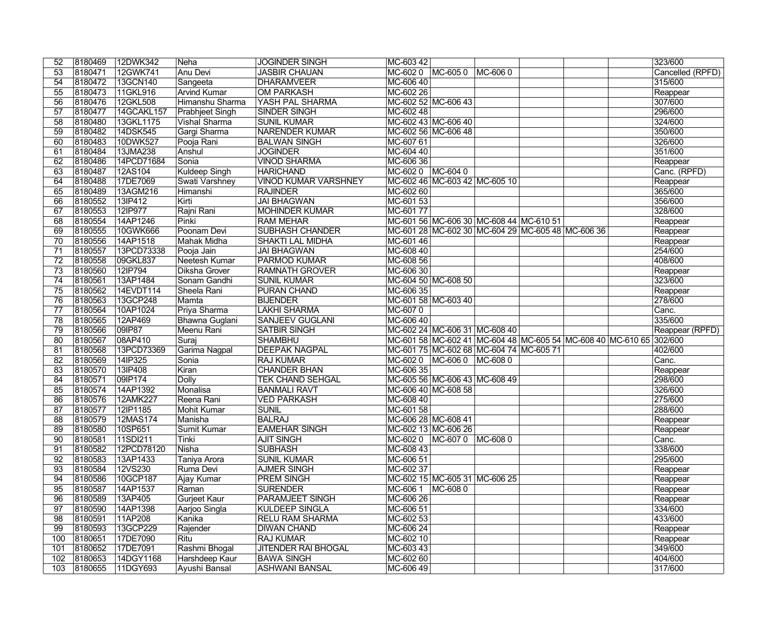| | | | | | | | | | | | | |
|---|---|---|---|---|---|---|---|---|---|---|---|---|
| 52 | 8180469 | 12DWK342 | Neha | JOGINDER SINGH | MC-603 42 | | | | | | | 323/600 |
| 53 | 8180471 | 12GWK741 | Anu Devi | JASBIR CHAUAN | MC-602 0 | MC-605 0 | MC-606 0 | | | | | Cancelled (RPFD) |
| 54 | 8180472 | 13GCN140 | Sangeeta | DHARAMVEER | MC-606 40 | | | | | | | 315/600 |
| 55 | 8180473 | 11GKL916 | Arvind Kumar | OM PARKASH | MC-602 26 | | | | | | | Reappear |
| 56 | 8180476 | 12GKL508 | Himanshu Sharma | YASH PAL SHARMA | MC-602 52 | MC-606 43 | | | | | | 307/600 |
| 57 | 8180477 | 14GCAKL157 | Prabhjeet Singh | SINDER SINGH | MC-602 48 | | | | | | | 296/600 |
| 58 | 8180480 | 13GKL1175 | Vishal Sharma | SUNIL KUMAR | MC-602 43 | MC-606 40 | | | | | | 324/600 |
| 59 | 8180482 | 14DSK545 | Gargi Sharma | NARENDER KUMAR | MC-602 56 | MC-606 48 | | | | | | 350/600 |
| 60 | 8180483 | 10DWK527 | Pooja Rani | BALWAN SINGH | MC-607 61 | | | | | | | 326/600 |
| 61 | 8180484 | 13JMA238 | Anshul | JOGINDER | MC-604 40 | | | | | | | 351/600 |
| 62 | 8180486 | 14PCD71684 | Sonia | VINOD SHARMA | MC-606 36 | | | | | | | Reappear |
| 63 | 8180487 | 12AS104 | Kuldeep Singh | HARICHAND | MC-602 0 | MC-604 0 | | | | | | Canc. (RPFD) |
| 64 | 8180488 | 17DE7069 | Swati Varshney | VINOD KUMAR VARSHNEY | MC-602 46 | MC-603 42 | MC-605 10 | | | | | Reappear |
| 65 | 8180489 | 13AGM216 | Himanshi | RAJINDER | MC-602 60 | | | | | | | 365/600 |
| 66 | 8180552 | 13IP412 | Kirti | JAI BHAGWAN | MC-601 53 | | | | | | | 356/600 |
| 67 | 8180553 | 12IP977 | Rajni Rani | MOHINDER KUMAR | MC-601 77 | | | | | | | 328/600 |
| 68 | 8180554 | 14AP1246 | Pinki | RAM MEHAR | MC-601 56 | MC-606 30 | MC-608 44 | MC-610 51 | | | | Reappear |
| 69 | 8180555 | 10GWK666 | Poonam Devi | SUBHASH CHANDER | MC-601 28 | MC-602 30 | MC-604 29 | MC-605 48 | MC-606 36 | | | Reappear |
| 70 | 8180556 | 14AP1518 | Mahak Midha | SHAKTI LAL MIDHA | MC-601 46 | | | | | | | Reappear |
| 71 | 8180557 | 13PCD73338 | Pooja Jain | JAI BHAGWAN | MC-608 40 | | | | | | | 254/600 |
| 72 | 8180558 | 09GKL837 | Neetesh Kumar | PARMOD KUMAR | MC-608 56 | | | | | | | 408/600 |
| 73 | 8180560 | 12IP794 | Diksha Grover | RAMNATH GROVER | MC-606 30 | | | | | | | Reappear |
| 74 | 8180561 | 13AP1484 | Sonam Gandhi | SUNIL KUMAR | MC-604 50 | MC-608 50 | | | | | | 323/600 |
| 75 | 8180562 | 14EVDT114 | Sheela Rani | PURAN CHAND | MC-606 35 | | | | | | | Reappear |
| 76 | 8180563 | 13GCP248 | Mamta | BIJENDER | MC-601 58 | MC-603 40 | | | | | | 278/600 |
| 77 | 8180564 | 10AP1024 | Priya Sharma | LAKHI SHARMA | MC-607 0 | | | | | | | Canc. |
| 78 | 8180565 | 12AP469 | Bhawna Guglani | SANJEEV GUGLANI | MC-606 40 | | | | | | | 335/600 |
| 79 | 8180566 | 09IP87 | Meenu Rani | SATBIR SINGH | MC-602 24 | MC-606 31 | MC-608 40 | | | | | Reappear (RPFD) |
| 80 | 8180567 | 08AP410 | Suraj | SHAMBHU | MC-601 58 | MC-602 41 | MC-604 48 | MC-605 54 | MC-608 40 | MC-610 65 | | 302/600 |
| 81 | 8180568 | 13PCD73369 | Garima Nagpal | DEEPAK NAGPAL | MC-601 75 | MC-602 68 | MC-604 74 | MC-605 71 | | | | 402/600 |
| 82 | 8180569 | 14IP325 | Sonia | RAJ KUMAR | MC-602 0 | MC-606 0 | MC-608 0 | | | | | Canc. |
| 83 | 8180570 | 13IP408 | Kiran | CHANDER BHAN | MC-606 35 | | | | | | | Reappear |
| 84 | 8180571 | 09IP174 | Dolly | TEK CHAND SEHGAL | MC-605 56 | MC-606 43 | MC-608 49 | | | | | 298/600 |
| 85 | 8180574 | 14AP1392 | Monalisa | BANMALI RAVT | MC-606 40 | MC-608 58 | | | | | | 326/600 |
| 86 | 8180576 | 12AMK227 | Reena Rani | VED PARKASH | MC-608 40 | | | | | | | 275/600 |
| 87 | 8180577 | 12IP1185 | Mohit Kumar | SUNIL | MC-601 58 | | | | | | | 288/600 |
| 88 | 8180579 | 12MAS174 | Manisha | BALRAJ | MC-606 28 | MC-608 41 | | | | | | Reappear |
| 89 | 8180580 | 10SP651 | Sumit Kumar | EAMEHAR SINGH | MC-602 13 | MC-606 26 | | | | | | Reappear |
| 90 | 8180581 | 11SDI211 | Tinki | AJIT SINGH | MC-602 0 | MC-607 0 | MC-608 0 | | | | | Canc. |
| 91 | 8180582 | 12PCD78120 | Nisha | SUBHASH | MC-608 43 | | | | | | | 338/600 |
| 92 | 8180583 | 13AP1433 | Taniya Arora | SUNIL KUMAR | MC-606 51 | | | | | | | 295/600 |
| 93 | 8180584 | 12VS230 | Ruma Devi | AJMER SINGH | MC-602 37 | | | | | | | Reappear |
| 94 | 8180586 | 10GCP187 | Ajay Kumar | PREM SINGH | MC-602 15 | MC-605 31 | MC-606 25 | | | | | Reappear |
| 95 | 8180587 | 14AP1537 | Raman | SURENDER | MC-606 1 | MC-608 0 | | | | | | Reappear |
| 96 | 8180589 | 13AP405 | Gurjeet Kaur | PARAMJEET SINGH | MC-606 26 | | | | | | | Reappear |
| 97 | 8180590 | 14AP1398 | Aarjoo Singla | KULDEEP SINGLA | MC-606 51 | | | | | | | 334/600 |
| 98 | 8180591 | 11AP208 | Kanika | RELU RAM SHARMA | MC-602 53 | | | | | | | 433/600 |
| 99 | 8180593 | 13GCP229 | Rajender | DIWAN CHAND | MC-606 24 | | | | | | | Reappear |
| 100 | 8180651 | 17DE7090 | Ritu | RAJ KUMAR | MC-602 10 | | | | | | | Reappear |
| 101 | 8180652 | 17DE7091 | Rashmi Bhogal | JITENDER RAI BHOGAL | MC-603 43 | | | | | | | 349/600 |
| 102 | 8180653 | 14DGY1168 | Harshdeep Kaur | BAWA SINGH | MC-602 60 | | | | | | | 404/600 |
| 103 | 8180655 | 11DGY693 | Ayushi Bansal | ASHWANI BANSAL | MC-606 49 | | | | | | | 317/600 |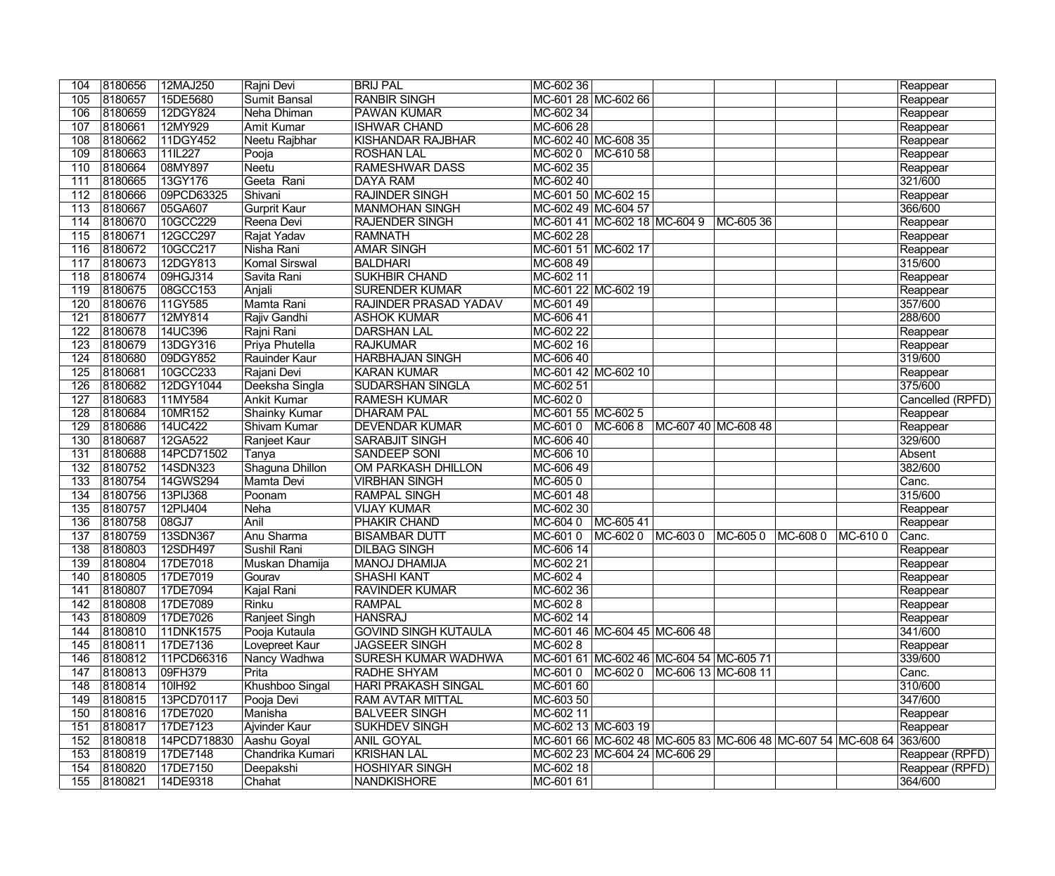| | | | | | | | | | | | |
|---|---|---|---|---|---|---|---|---|---|---|---|
| 104 | 8180656 | 12MAJ250 | Rajni Devi | BRIJ PAL | MC-602 36 | | | | | | Reappear |
| 105 | 8180657 | 15DE5680 | Sumit Bansal | RANBIR SINGH | MC-601 28 | MC-602 66 | | | | | Reappear |
| 106 | 8180659 | 12DGY824 | Neha Dhiman | PAWAN KUMAR | MC-602 34 | | | | | | Reappear |
| 107 | 8180661 | 12MY929 | Amit Kumar | ISHWAR CHAND | MC-606 28 | | | | | | Reappear |
| 108 | 8180662 | 11DGY452 | Neetu Rajbhar | KISHANDAR RAJBHAR | MC-602 40 | MC-608 35 | | | | | Reappear |
| 109 | 8180663 | 11IL227 | Pooja | ROSHAN LAL | MC-602 0 | MC-610 58 | | | | | Reappear |
| 110 | 8180664 | 08MY897 | Neetu | RAMESHWAR DASS | MC-602 35 | | | | | | Reappear |
| 111 | 8180665 | 13GY176 | Geeta Rani | DAYA RAM | MC-602 40 | | | | | | 321/600 |
| 112 | 8180666 | 09PCD63325 | Shivani | RAJINDER SINGH | MC-601 50 | MC-602 15 | | | | | Reappear |
| 113 | 8180667 | 05GA607 | Gurprit Kaur | MANMOHAN SINGH | MC-602 49 | MC-604 57 | | | | | 366/600 |
| 114 | 8180670 | 10GCC229 | Reena Devi | RAJENDER SINGH | MC-601 41 | MC-602 18 | MC-604 9 | MC-605 36 | | | Reappear |
| 115 | 8180671 | 12GCC297 | Rajat Yadav | RAMNATH | MC-602 28 | | | | | | Reappear |
| 116 | 8180672 | 10GCC217 | Nisha Rani | AMAR SINGH | MC-601 51 | MC-602 17 | | | | | Reappear |
| 117 | 8180673 | 12DGY813 | Komal Sirswal | BALDHARI | MC-608 49 | | | | | | 315/600 |
| 118 | 8180674 | 09HGJ314 | Savita Rani | SUKHBIR CHAND | MC-602 11 | | | | | | Reappear |
| 119 | 8180675 | 08GCC153 | Anjali | SURENDER KUMAR | MC-601 22 | MC-602 19 | | | | | Reappear |
| 120 | 8180676 | 11GY585 | Mamta Rani | RAJINDER PRASAD YADAV | MC-601 49 | | | | | | 357/600 |
| 121 | 8180677 | 12MY814 | Rajiv Gandhi | ASHOK KUMAR | MC-606 41 | | | | | | 288/600 |
| 122 | 8180678 | 14UC396 | Rajni Rani | DARSHAN LAL | MC-602 22 | | | | | | Reappear |
| 123 | 8180679 | 13DGY316 | Priya Phutella | RAJKUMAR | MC-602 16 | | | | | | Reappear |
| 124 | 8180680 | 09DGY852 | Rauinder Kaur | HARBHAJAN SINGH | MC-606 40 | | | | | | 319/600 |
| 125 | 8180681 | 10GCC233 | Rajani Devi | KARAN KUMAR | MC-601 42 | MC-602 10 | | | | | Reappear |
| 126 | 8180682 | 12DGY1044 | Deeksha Singla | SUDARSHAN SINGLA | MC-602 51 | | | | | | 375/600 |
| 127 | 8180683 | 11MY584 | Ankit Kumar | RAMESH KUMAR | MC-602 0 | | | | | | Cancelled (RPFD) |
| 128 | 8180684 | 10MR152 | Shainky Kumar | DHARAM PAL | MC-601 55 | MC-602 5 | | | | | Reappear |
| 129 | 8180686 | 14UC422 | Shivam Kumar | DEVENDAR KUMAR | MC-601 0 | MC-606 8 | MC-607 40 | MC-608 48 | | | Reappear |
| 130 | 8180687 | 12GA522 | Ranjeet Kaur | SARABJIT SINGH | MC-606 40 | | | | | | 329/600 |
| 131 | 8180688 | 14PCD71502 | Tanya | SANDEEP SONI | MC-606 10 | | | | | | Absent |
| 132 | 8180752 | 14SDN323 | Shaguna Dhillon | OM PARKASH DHILLON | MC-606 49 | | | | | | 382/600 |
| 133 | 8180754 | 14GWS294 | Mamta Devi | VIRBHAN SINGH | MC-605 0 | | | | | | Canc. |
| 134 | 8180756 | 13PIJ368 | Poonam | RAMPAL SINGH | MC-601 48 | | | | | | 315/600 |
| 135 | 8180757 | 12PIJ404 | Neha | VIJAY KUMAR | MC-602 30 | | | | | | Reappear |
| 136 | 8180758 | 08GJ7 | Anil | PHAKIR CHAND | MC-604 0 | MC-605 41 | | | | | Reappear |
| 137 | 8180759 | 13SDN367 | Anu Sharma | BISAMBAR DUTT | MC-601 0 | MC-602 0 | MC-603 0 | MC-605 0 | MC-608 0 | MC-610 0 | Canc. |
| 138 | 8180803 | 12SDH497 | Sushil Rani | DILBAG SINGH | MC-606 14 | | | | | | Reappear |
| 139 | 8180804 | 17DE7018 | Muskan Dhamija | MANOJ DHAMIJA | MC-602 21 | | | | | | Reappear |
| 140 | 8180805 | 17DE7019 | Gourav | SHASHI KANT | MC-602 4 | | | | | | Reappear |
| 141 | 8180807 | 17DE7094 | Kajal Rani | RAVINDER KUMAR | MC-602 36 | | | | | | Reappear |
| 142 | 8180808 | 17DE7089 | Rinku | RAMPAL | MC-602 8 | | | | | | Reappear |
| 143 | 8180809 | 17DE7026 | Ranjeet Singh | HANSRAJ | MC-602 14 | | | | | | Reappear |
| 144 | 8180810 | 11DNK1575 | Pooja Kutaula | GOVIND SINGH KUTAULA | MC-601 46 | MC-604 45 | MC-606 48 | | | | 341/600 |
| 145 | 8180811 | 17DE7136 | Lovepreet Kaur | JAGSEER SINGH | MC-602 8 | | | | | | Reappear |
| 146 | 8180812 | 11PCD66316 | Nancy Wadhwa | SURESH KUMAR WADHWA | MC-601 61 | MC-602 46 | MC-604 54 | MC-605 71 | | | 339/600 |
| 147 | 8180813 | 09FH379 | Prita | RADHE SHYAM | MC-601 0 | MC-602 0 | MC-606 13 | MC-608 11 | | | Canc. |
| 148 | 8180814 | 10IH92 | Khushboo Singal | HARI PRAKASH SINGAL | MC-601 60 | | | | | | 310/600 |
| 149 | 8180815 | 13PCD70117 | Pooja Devi | RAM AVTAR MITTAL | MC-603 50 | | | | | | 347/600 |
| 150 | 8180816 | 17DE7020 | Manisha | BALVEER SINGH | MC-602 11 | | | | | | Reappear |
| 151 | 8180817 | 17DE7123 | Ajvinder Kaur | SUKHDEV SINGH | MC-602 13 | MC-603 19 | | | | | Reappear |
| 152 | 8180818 | 14PCD718830 | Aashu Goyal | ANIL GOYAL | MC-601 66 | MC-602 48 | MC-605 83 | MC-606 48 | MC-607 54 | MC-608 64 | 363/600 |
| 153 | 8180819 | 17DE7148 | Chandrika Kumari | KRISHAN LAL | MC-602 23 | MC-604 24 | MC-606 29 | | | | Reappear (RPFD) |
| 154 | 8180820 | 17DE7150 | Deepakshi | HOSHIYAR SINGH | MC-602 18 | | | | | | Reappear (RPFD) |
| 155 | 8180821 | 14DE9318 | Chahat | NANDKISHORE | MC-601 61 | | | | | | 364/600 |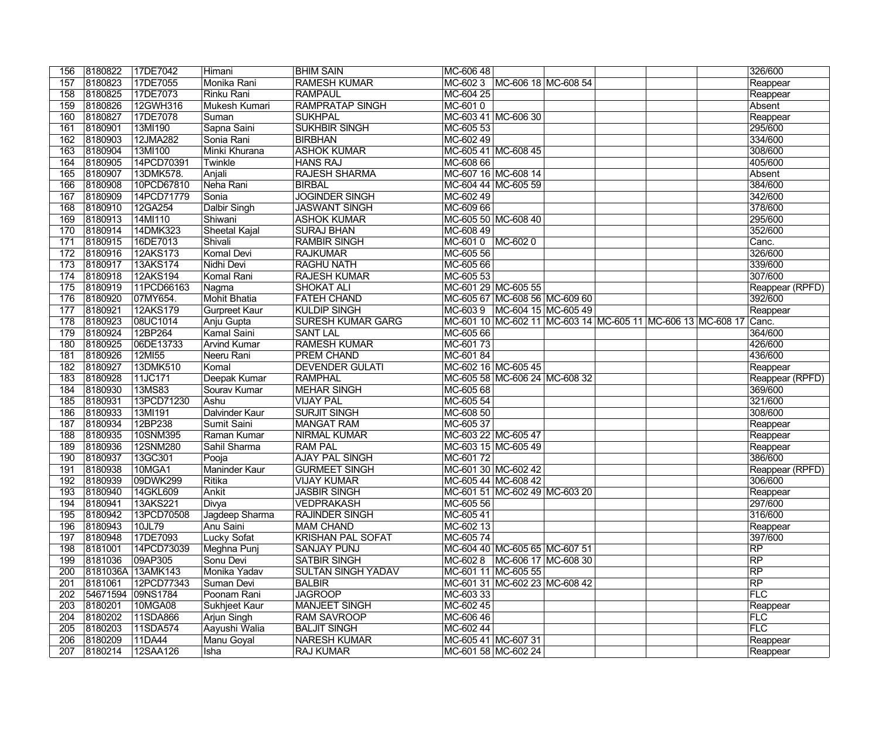| | | | | | | | | | | | |
|---|---|---|---|---|---|---|---|---|---|---|---|
| 156 | 8180822 | 17DE7042 | Himani | BHIM SAIN | MC-606 48 | | | | | | 326/600 |
| 157 | 8180823 | 17DE7055 | Monika Rani | RAMESH KUMAR | MC-602 3 | MC-606 18 | MC-608 54 | | | | Reappear |
| 158 | 8180825 | 17DE7073 | Rinku Rani | RAMPAUL | MC-604 25 | | | | | | Reappear |
| 159 | 8180826 | 12GWH316 | Mukesh Kumari | RAMPRATAP SINGH | MC-601 0 | | | | | | Absent |
| 160 | 8180827 | 17DE7078 | Suman | SUKHPAL | MC-603 41 | MC-606 30 | | | | | Reappear |
| 161 | 8180901 | 13MI190 | Sapna Saini | SUKHBIR SINGH | MC-605 53 | | | | | | 295/600 |
| 162 | 8180903 | 12JMA282 | Sonia Rani | BIRBHAN | MC-602 49 | | | | | | 334/600 |
| 163 | 8180904 | 13MI100 | Minki Khurana | ASHOK KUMAR | MC-605 41 | MC-608 45 | | | | | 308/600 |
| 164 | 8180905 | 14PCD70391 | Twinkle | HANS RAJ | MC-608 66 | | | | | | 405/600 |
| 165 | 8180907 | 13DMK578. | Anjali | RAJESH SHARMA | MC-607 16 | MC-608 14 | | | | | Absent |
| 166 | 8180908 | 10PCD67810 | Neha Rani | BIRBAL | MC-604 44 | MC-605 59 | | | | | 384/600 |
| 167 | 8180909 | 14PCD71779 | Sonia | JOGINDER SINGH | MC-602 49 | | | | | | 342/600 |
| 168 | 8180910 | 12GA254 | Dalbir Singh | JASWANT SINGH | MC-609 66 | | | | | | 378/600 |
| 169 | 8180913 | 14MI110 | Shiwani | ASHOK KUMAR | MC-605 50 | MC-608 40 | | | | | 295/600 |
| 170 | 8180914 | 14DMK323 | Sheetal Kajal | SURAJ BHAN | MC-608 49 | | | | | | 352/600 |
| 171 | 8180915 | 16DE7013 | Shivali | RAMBIR SINGH | MC-601 0 | MC-602 0 | | | | | Canc. |
| 172 | 8180916 | 12AKS173 | Komal Devi | RAJKUMAR | MC-605 56 | | | | | | 326/600 |
| 173 | 8180917 | 13AKS174 | Nidhi Devi | RAGHU NATH | MC-605 66 | | | | | | 339/600 |
| 174 | 8180918 | 12AKS194 | Komal Rani | RAJESH KUMAR | MC-605 53 | | | | | | 307/600 |
| 175 | 8180919 | 11PCD66163 | Nagma | SHOKAT ALI | MC-601 29 | MC-605 55 | | | | | Reappear (RPFD) |
| 176 | 8180920 | 07MY654. | Mohit Bhatia | FATEH CHAND | MC-605 67 | MC-608 56 | MC-609 60 | | | | 392/600 |
| 177 | 8180921 | 12AKS179 | Gurpreet Kaur | KULDIP SINGH | MC-603 9 | MC-604 15 | MC-605 49 | | | | Reappear |
| 178 | 8180923 | 08UC1014 | Anju Gupta | SURESH KUMAR GARG | MC-601 10 | MC-602 11 | MC-603 14 | MC-605 11 | MC-606 13 | MC-608 17 | Canc. |
| 179 | 8180924 | 12BP264 | Kamal Saini | SANT LAL | MC-605 66 | | | | | | 364/600 |
| 180 | 8180925 | 06DE13733 | Arvind Kumar | RAMESH KUMAR | MC-601 73 | | | | | | 426/600 |
| 181 | 8180926 | 12MI55 | Neeru Rani | PREM CHAND | MC-601 84 | | | | | | 436/600 |
| 182 | 8180927 | 13DMK510 | Komal | DEVENDER GULATI | MC-602 16 | MC-605 45 | | | | | Reappear |
| 183 | 8180928 | 11JC171 | Deepak Kumar | RAMPHAL | MC-605 58 | MC-606 24 | MC-608 32 | | | | Reappear (RPFD) |
| 184 | 8180930 | 13MS83 | Sourav Kumar | MEHAR SINGH | MC-605 68 | | | | | | 369/600 |
| 185 | 8180931 | 13PCD71230 | Ashu | VIJAY PAL | MC-605 54 | | | | | | 321/600 |
| 186 | 8180933 | 13MI191 | Dalvinder Kaur | SURJIT SINGH | MC-608 50 | | | | | | 308/600 |
| 187 | 8180934 | 12BP238 | Sumit Saini | MANGAT RAM | MC-605 37 | | | | | | Reappear |
| 188 | 8180935 | 10SNM395 | Raman Kumar | NIRMAL KUMAR | MC-603 22 | MC-605 47 | | | | | Reappear |
| 189 | 8180936 | 12SNM280 | Sahil Sharma | RAM PAL | MC-603 15 | MC-605 49 | | | | | Reappear |
| 190 | 8180937 | 13GC301 | Pooja | AJAY PAL SINGH | MC-601 72 | | | | | | 386/600 |
| 191 | 8180938 | 10MGA1 | Maninder Kaur | GURMEET SINGH | MC-601 30 | MC-602 42 | | | | | Reappear (RPFD) |
| 192 | 8180939 | 09DWK299 | Ritika | VIJAY KUMAR | MC-605 44 | MC-608 42 | | | | | 306/600 |
| 193 | 8180940 | 14GKL609 | Ankit | JASBIR SINGH | MC-601 51 | MC-602 49 | MC-603 20 | | | | Reappear |
| 194 | 8180941 | 13AKS221 | Divya | VEDPRAKASH | MC-605 56 | | | | | | 297/600 |
| 195 | 8180942 | 13PCD70508 | Jagdeep Sharma | RAJINDER SINGH | MC-605 41 | | | | | | 316/600 |
| 196 | 8180943 | 10JL79 | Anu Saini | MAM CHAND | MC-602 13 | | | | | | Reappear |
| 197 | 8180948 | 17DE7093 | Lucky Sofat | KRISHAN PAL SOFAT | MC-605 74 | | | | | | 397/600 |
| 198 | 8181001 | 14PCD73039 | Meghna Punj | SANJAY PUNJ | MC-604 40 | MC-605 65 | MC-607 51 | | | | RP |
| 199 | 8181036 | 09AP305 | Sonu Devi | SATBIR SINGH | MC-602 8 | MC-606 17 | MC-608 30 | | | | RP |
| 200 | 8181036A | 13AMK143 | Monika Yadav | SULTAN SINGH YADAV | MC-601 11 | MC-605 55 | | | | | RP |
| 201 | 8181061 | 12PCD77343 | Suman Devi | BALBIR | MC-601 31 | MC-602 23 | MC-608 42 | | | | RP |
| 202 | 54671594 | 09NS1784 | Poonam Rani | JAGROOP | MC-603 33 | | | | | | FLC |
| 203 | 8180201 | 10MGA08 | Sukhjeet Kaur | MANJEET SINGH | MC-602 45 | | | | | | Reappear |
| 204 | 8180202 | 11SDA866 | Arjun Singh | RAM SAVROOP | MC-606 46 | | | | | | FLC |
| 205 | 8180203 | 11SDA574 | Aayushi Walia | BALJIT SINGH | MC-602 44 | | | | | | FLC |
| 206 | 8180209 | 11DA44 | Manu Goyal | NARESH KUMAR | MC-605 41 | MC-607 31 | | | | | Reappear |
| 207 | 8180214 | 12SAA126 | Isha | RAJ KUMAR | MC-601 58 | MC-602 24 | | | | | Reappear |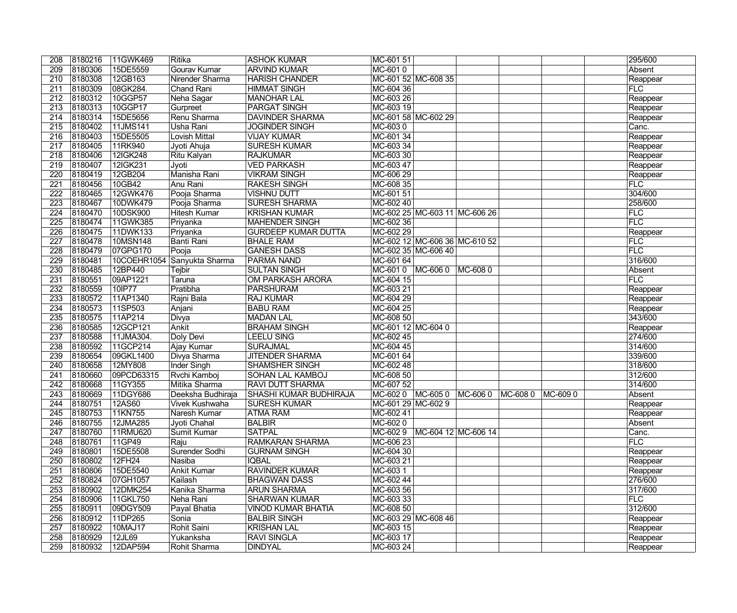| 208 | 8180216 | 11GWK469 | Ritika | ASHOK KUMAR | MC-601 51 | | | | | | 295/600 |
|---|---|---|---|---|---|---|---|---|---|---|---|
| 209 | 8180306 | 15DE5559 | Gourav Kumar | ARVIND KUMAR | MC-601 0 | | | | | | Absent |
| 210 | 8180308 | 12GB163 | Nirender Sharma | HARISH CHANDER | MC-601 52 | MC-608 35 | | | | | Reappear |
| 211 | 8180309 | 08GK284. | Chand Rani | HIMMAT SINGH | MC-604 36 | | | | | | FLC |
| 212 | 8180312 | 10GGP57 | Neha Sagar | MANOHAR LAL | MC-603 26 | | | | | | Reappear |
| 213 | 8180313 | 10GGP17 | Gurpreet | PARGAT SINGH | MC-603 19 | | | | | | Reappear |
| 214 | 8180314 | 15DE5656 | Renu Sharma | DAVINDER SHARMA | MC-601 58 | MC-602 29 | | | | | Reappear |
| 215 | 8180402 | 11JMS141 | Usha Rani | JOGINDER SINGH | MC-603 0 | | | | | | Canc. |
| 216 | 8180403 | 15DE5505 | Lovish Mittal | VIJAY KUMAR | MC-601 34 | | | | | | Reappear |
| 217 | 8180405 | 11RK940 | Jyoti Ahuja | SURESH KUMAR | MC-603 34 | | | | | | Reappear |
| 218 | 8180406 | 12IGK248 | Ritu Kalyan | RAJKUMAR | MC-603 30 | | | | | | Reappear |
| 219 | 8180407 | 12IGK231 | Jyoti | VED PARKASH | MC-603 47 | | | | | | Reappear |
| 220 | 8180419 | 12GB204 | Manisha Rani | VIKRAM SINGH | MC-606 29 | | | | | | Reappear |
| 221 | 8180456 | 10GB42 | Anu Rani | RAKESH SINGH | MC-608 35 | | | | | | FLC |
| 222 | 8180465 | 12GWK476 | Pooja Sharma | VISHNU DUTT | MC-601 51 | | | | | | 304/600 |
| 223 | 8180467 | 10DWK479 | Pooja Sharma | SURESH SHARMA | MC-602 40 | | | | | | 258/600 |
| 224 | 8180470 | 10DSK900 | Hitesh Kumar | KRISHAN KUMAR | MC-602 25 | MC-603 11 | MC-606 26 | | | | FLC |
| 225 | 8180474 | 11GWK385 | Priyanka | MAHENDER SINGH | MC-602 36 | | | | | | FLC |
| 226 | 8180475 | 11DWK133 | Priyanka | GURDEEP KUMAR DUTTA | MC-602 29 | | | | | | Reappear |
| 227 | 8180478 | 10MSN148 | Banti Rani | BHALE RAM | MC-602 12 | MC-606 36 | MC-610 52 | | | | FLC |
| 228 | 8180479 | 07GPG170 | Pooja | GANESH DASS | MC-602 35 | MC-606 40 | | | | | FLC |
| 229 | 8180481 | 10COEHR1054 | Sanyukta Sharma | PARMA NAND | MC-601 64 | | | | | | 316/600 |
| 230 | 8180485 | 12BP440 | Tejbir | SULTAN SINGH | MC-601 0 | MC-606 0 | MC-608 0 | | | | Absent |
| 231 | 8180551 | 09AP1221 | Taruna | OM PARKASH ARORA | MC-604 15 | | | | | | FLC |
| 232 | 8180559 | 10IP77 | Pratibha | PARSHURAM | MC-603 21 | | | | | | Reappear |
| 233 | 8180572 | 11AP1340 | Rajni Bala | RAJ KUMAR | MC-604 29 | | | | | | Reappear |
| 234 | 8180573 | 11SP503 | Anjani | BABU RAM | MC-604 25 | | | | | | Reappear |
| 235 | 8180575 | 11AP214 | Divya | MADAN LAL | MC-608 50 | | | | | | 343/600 |
| 236 | 8180585 | 12GCP121 | Ankit | BRAHAM SINGH | MC-601 12 | MC-604 0 | | | | | Reappear |
| 237 | 8180588 | 11JMA304. | Doly Devi | LEELU SING | MC-602 45 | | | | | | 274/600 |
| 238 | 8180592 | 11GCP214 | Ajay Kumar | SURAJMAL | MC-604 45 | | | | | | 314/600 |
| 239 | 8180654 | 09GKL1400 | Divya Sharma | JITENDER SHARMA | MC-601 64 | | | | | | 339/600 |
| 240 | 8180658 | 12MY808 | Inder Singh | SHAMSHER SINGH | MC-602 48 | | | | | | 318/600 |
| 241 | 8180660 | 09PCD63315 | Rvchi Kamboj | SOHAN LAL KAMBOJ | MC-608 50 | | | | | | 312/600 |
| 242 | 8180668 | 11GY355 | Mitika Sharma | RAVI DUTT SHARMA | MC-607 52 | | | | | | 314/600 |
| 243 | 8180669 | 11DGY686 | Deeksha Budhiraja | SHASHI KUMAR BUDHIRAJA | MC-602 0 | MC-605 0 | MC-606 0 | MC-608 0 | MC-609 0 | | Absent |
| 244 | 8180751 | 12AS60 | Vivek Kushwaha | SURESH KUMAR | MC-601 29 | MC-602 9 | | | | | Reappear |
| 245 | 8180753 | 11KN755 | Naresh Kumar | ATMA RAM | MC-602 41 | | | | | | Reappear |
| 246 | 8180755 | 12JMA285 | Jyoti Chahal | BALBIR | MC-602 0 | | | | | | Absent |
| 247 | 8180760 | 11RMU620 | Sumit Kumar | SATPAL | MC-602 9 | MC-604 12 | MC-606 14 | | | | Canc. |
| 248 | 8180761 | 11GP49 | Raju | RAMKARAN SHARMA | MC-606 23 | | | | | | FLC |
| 249 | 8180801 | 15DE5508 | Surender Sodhi | GURNAM SINGH | MC-604 30 | | | | | | Reappear |
| 250 | 8180802 | 12FH24 | Nasiba | IQBAL | MC-603 21 | | | | | | Reappear |
| 251 | 8180806 | 15DE5540 | Ankit Kumar | RAVINDER KUMAR | MC-603 1 | | | | | | Reappear |
| 252 | 8180824 | 07GH1057 | Kailash | BHAGWAN DASS | MC-602 44 | | | | | | 276/600 |
| 253 | 8180902 | 12DMK254 | Kanika Sharma | ARUN SHARMA | MC-603 56 | | | | | | 317/600 |
| 254 | 8180906 | 11GKL750 | Neha Rani | SHARWAN KUMAR | MC-603 33 | | | | | | FLC |
| 255 | 8180911 | 09DGY509 | Payal Bhatia | VINOD KUMAR BHATIA | MC-608 50 | | | | | | 312/600 |
| 256 | 8180912 | 11DP265 | Sonia | BALBIR SINGH | MC-603 29 | MC-608 46 | | | | | Reappear |
| 257 | 8180922 | 10MAJ17 | Rohit Saini | KRISHAN LAL | MC-603 15 | | | | | | Reappear |
| 258 | 8180929 | 12JL69 | Yukanksha | RAVI SINGLA | MC-603 17 | | | | | | Reappear |
| 259 | 8180932 | 12DAP594 | Rohit Sharma | DINDYAL | MC-603 24 | | | | | | Reappear |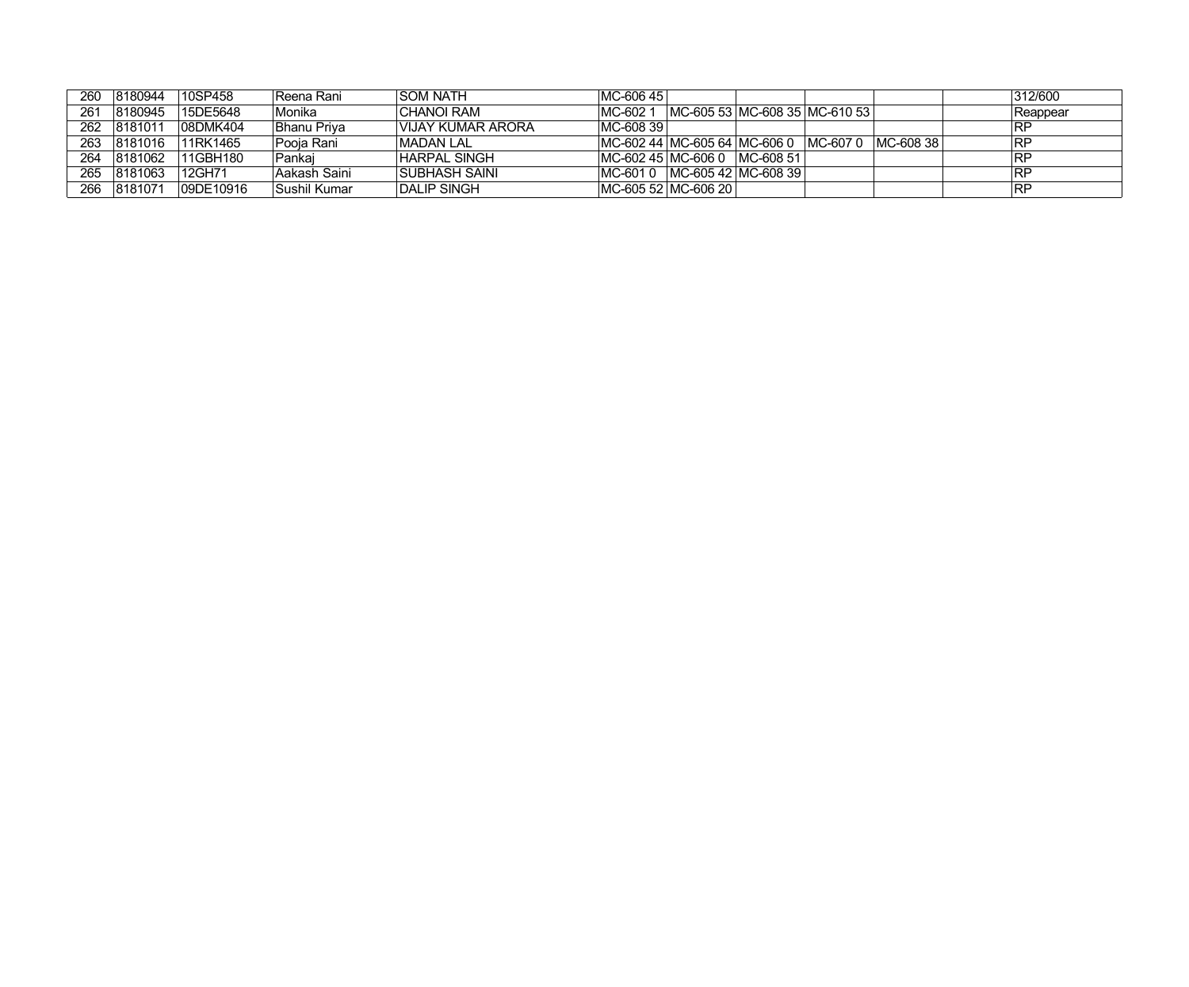| | | | | | | | | | | | | |
|---|---|---|---|---|---|---|---|---|---|---|---|---|
| 260 | 8180944 | 10SP458 | Reena Rani | SOM NATH | MC-606 45 | | | | | | | 312/600 |
| 261 | 8180945 | 15DE5648 | Monika | CHANOI RAM | MC-602 1 | MC-605 53 | MC-608 35 | MC-610 53 | | | | Reappear |
| 262 | 8181011 | 08DMK404 | Bhanu Priya | VIJAY KUMAR ARORA | MC-608 39 | | | | | | | RP |
| 263 | 8181016 | 11RK1465 | Pooja Rani | MADAN LAL | MC-602 44 | MC-605 64 | MC-606 0 | MC-607 0 | MC-608 38 | | | RP |
| 264 | 8181062 | 11GBH180 | Pankaj | HARPAL SINGH | MC-602 45 | MC-606 0 | MC-608 51 | | | | | RP |
| 265 | 8181063 | 12GH71 | Aakash Saini | SUBHASH SAINI | MC-601 0 | MC-605 42 | MC-608 39 | | | | | RP |
| 266 | 8181071 | 09DE10916 | Sushil Kumar | DALIP SINGH | MC-605 52 | MC-606 20 | | | | | | RP |